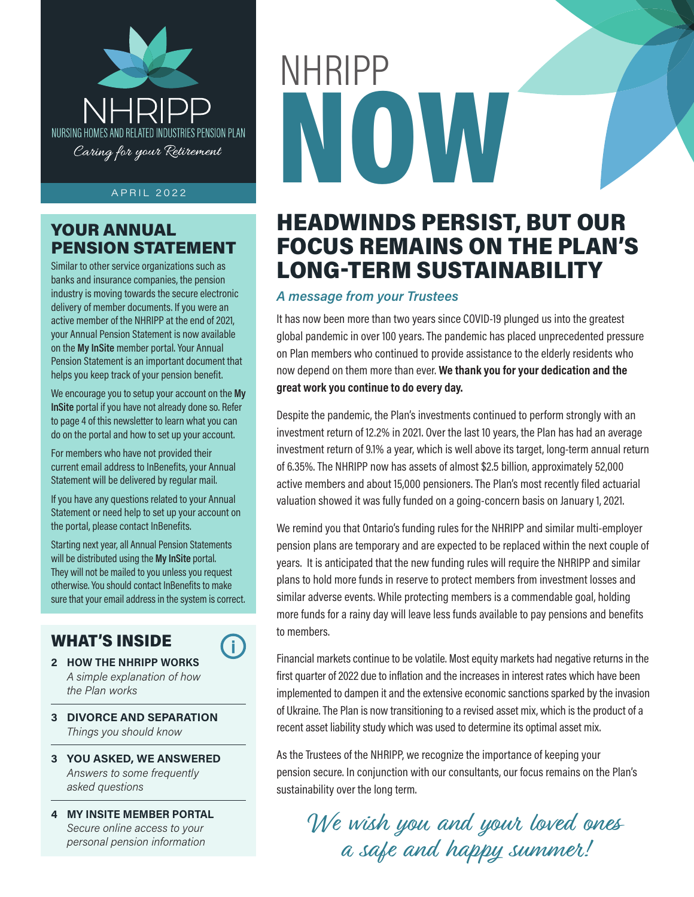# NHRIPP

NURSING HOMES AND RELATED INDUSTRIES PENSION PLAN

*Caring for your Retirement*

APRIL 2022

# NHRIPP NOW

## HEADWINDS PERSIST, BUT OUR FOCUS REMAINS ON THE PLAN'S LONG-TERM SUSTAINABILITY

### *A message from your Trustees*

It has now been more than two years since COVID-19 plunged us into the greatest global pandemic in over 100 years. The pandemic has placed unprecedented pressure on Plan members who continued to provide assistance to the elderly residents who now depend on them more than ever. **We thank you for your dedication and the great work you continue to do every day.**

Despite the pandemic, the Plan's investments continued to perform strongly with an investment return of 12.2% in 2021. Over the last 10 years, the Plan has had an average investment return of 9.1% a year, which is well above its target, long-term annual return of 6.35%. The NHRIPP now has assets of almost $2.5 billion, approximately 52,000 active members and about 15,000 pensioners. The Plan's most recently filed actuarial valuation showed it was fully funded on a going-concern basis on January 1, 2021.

We remind you that Ontario's funding rules for the NHRIPP and similar multi-employer pension plans are temporary and are expected to be replaced within the next couple of years. It is anticipated that the new funding rules will require the NHRIPP and similar plans to hold more funds in reserve to protect members from investment losses and similar adverse events. While protecting members is a commendable goal, holding more funds for a rainy day will leave less funds available to pay pensions and benefits to members.

Financial markets continue to be volatile. Most equity markets had negative returns in the first quarter of 2022 due to inflation and the increases in interest rates which have been implemented to dampen it and the extensive economic sanctions sparked by the invasion of Ukraine. The Plan is now transitioning to a revised asset mix, which is the product of a recent asset liability study which was used to determine its optimal asset mix.

As the Trustees of the NHRIPP, we recognize the importance of keeping your pension secure. In conjunction with our consultants, our focus remains on the Plan's sustainability over the long term.

*We wish you and your loved ones a safe and happy summer!*

## YOUR ANNUAL PENSION STATEMENT

Similar to other service organizations such as banks and insurance companies, the pension industry is moving towards the secure electronic delivery of member documents. If you were an active member of the NHRIPP at the end of 2021, your Annual Pension Statement is now available on the **My InSite** member portal. Your Annual Pension Statement is an important document that helps you keep track of your pension benefit.

We encourage you to setup your account on the **My InSite** portal if you have not already done so. Refer to page 4 of this newsletter to learn what you can do on the portal and how to set up your account.

For members who have not provided their current email address to InBenefits, your Annual Statement will be delivered by regular mail.

If you have any questions related to your Annual Statement or need help to set up your account on the portal, please contact InBenefits.

Starting next year, all Annual Pension Statements will be distributed using the **My InSite** portal. They will not be mailed to you unless you request otherwise. You should contact InBenefits to make sure that your email address in the system is correct.

## WHAT'S INSIDE

**2 HOW THE NHRIPP WORKS**
*A simple explanation of how the Plan works*

**3 DIVORCE AND SEPARATION**
*Things you should know*

**3 YOU ASKED, WE ANSWERED**
*Answers to some frequently asked questions*

**4 MY INSITE MEMBER PORTAL**
*Secure online access to your personal pension information*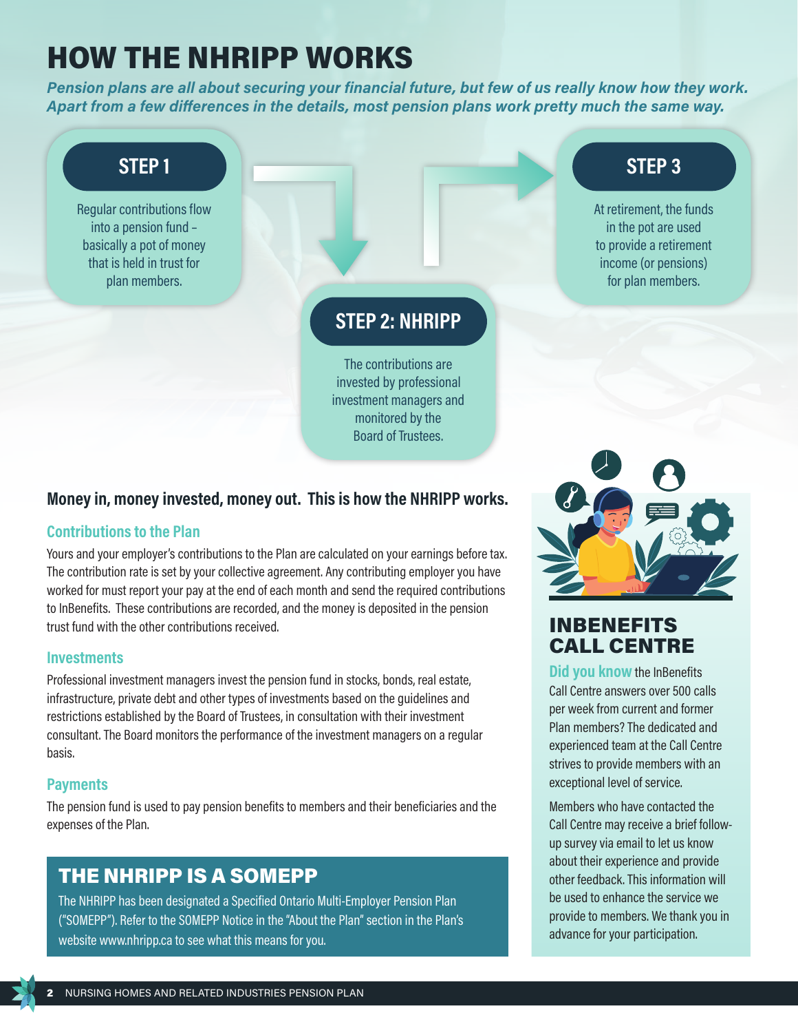# HOW THE NHRIPP WORKS

***Pension plans are all about securing your financial future, but few of us really know how they work. Apart from a few differences in the details, most pension plans work pretty much the same way.***

**STEP 1**

Regular contributions flow into a pension fund – basically a pot of money that is held in trust for plan members.

**STEP 2: NHRIPP**

The contributions are invested by professional investment managers and monitored by the Board of Trustees.

**STEP 3**

At retirement, the funds in the pot are used to provide a retirement income (or pensions) for plan members.

**Money in, money invested, money out. This is how the NHRIPP works.**

### Contributions to the Plan

Yours and your employer's contributions to the Plan are calculated on your earnings before tax. The contribution rate is set by your collective agreement. Any contributing employer you have worked for must report your pay at the end of each month and send the required contributions to InBenefits. These contributions are recorded, and the money is deposited in the pension trust fund with the other contributions received.

### Investments

Professional investment managers invest the pension fund in stocks, bonds, real estate, infrastructure, private debt and other types of investments based on the guidelines and restrictions established by the Board of Trustees, in consultation with their investment consultant. The Board monitors the performance of the investment managers on a regular basis.

### Payments

The pension fund is used to pay pension benefits to members and their beneficiaries and the expenses of the Plan.

## THE NHRIPP IS A SOMEPP

The NHRIPP has been designated a Specified Ontario Multi-Employer Pension Plan ("SOMEPP"). Refer to the SOMEPP Notice in the "About the Plan" section in the Plan's website www.nhripp.ca to see what this means for you.

## INBENEFITS CALL CENTRE

**Did you know** the InBenefits Call Centre answers over 500 calls per week from current and former Plan members? The dedicated and experienced team at the Call Centre strives to provide members with an exceptional level of service.

Members who have contacted the Call Centre may receive a brief follow-up survey via email to let us know about their experience and provide other feedback. This information will be used to enhance the service we provide to members. We thank you in advance for your participation.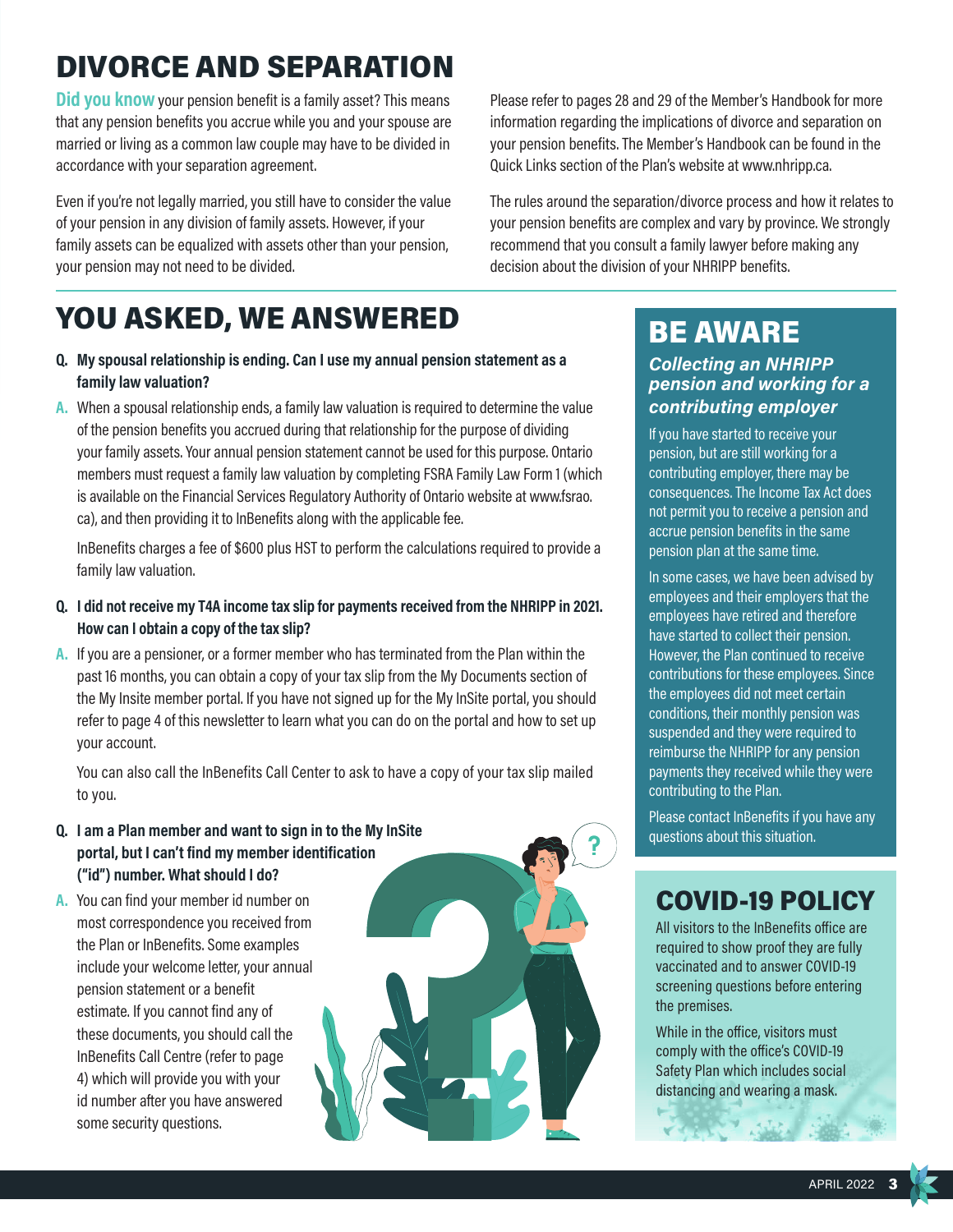# DIVORCE AND SEPARATION

**Did you know** your pension benefit is a family asset? This means that any pension benefits you accrue while you and your spouse are married or living as a common law couple may have to be divided in accordance with your separation agreement.

Even if you're not legally married, you still have to consider the value of your pension in any division of family assets. However, if your family assets can be equalized with assets other than your pension, your pension may not need to be divided.

Please refer to pages 28 and 29 of the Member's Handbook for more information regarding the implications of divorce and separation on your pension benefits. The Member's Handbook can be found in the Quick Links section of the Plan's website at www.nhripp.ca.

The rules around the separation/divorce process and how it relates to your pension benefits are complex and vary by province. We strongly recommend that you consult a family lawyer before making any decision about the division of your NHRIPP benefits.

# YOU ASKED, WE ANSWERED

**Q. My spousal relationship is ending. Can I use my annual pension statement as a family law valuation?**

**A.** When a spousal relationship ends, a family law valuation is required to determine the value of the pension benefits you accrued during that relationship for the purpose of dividing your family assets. Your annual pension statement cannot be used for this purpose. Ontario members must request a family law valuation by completing FSRA Family Law Form 1 (which is available on the Financial Services Regulatory Authority of Ontario website at www.fsrao.ca), and then providing it to InBenefits along with the applicable fee.

InBenefits charges a fee of $600 plus HST to perform the calculations required to provide a family law valuation.

**Q. I did not receive my T4A income tax slip for payments received from the NHRIPP in 2021. How can I obtain a copy of the tax slip?**

**A.** If you are a pensioner, or a former member who has terminated from the Plan within the past 16 months, you can obtain a copy of your tax slip from the My Documents section of the My Insite member portal. If you have not signed up for the My InSite portal, you should refer to page 4 of this newsletter to learn what you can do on the portal and how to set up your account.

You can also call the InBenefits Call Center to ask to have a copy of your tax slip mailed to you.

**Q. I am a Plan member and want to sign in to the My InSite portal, but I can't find my member identification ("id") number. What should I do?**

**A.** You can find your member id number on most correspondence you received from the Plan or InBenefits. Some examples include your welcome letter, your annual pension statement or a benefit estimate. If you cannot find any of these documents, you should call the InBenefits Call Centre (refer to page 4) which will provide you with your id number after you have answered some security questions.

## BE AWARE

### *Collecting an NHRIPP pension and working for a contributing employer*

If you have started to receive your pension, but are still working for a contributing employer, there may be consequences. The Income Tax Act does not permit you to receive a pension and accrue pension benefits in the same pension plan at the same time.

In some cases, we have been advised by employees and their employers that the employees have retired and therefore have started to collect their pension. However, the Plan continued to receive contributions for these employees. Since the employees did not meet certain conditions, their monthly pension was suspended and they were required to reimburse the NHRIPP for any pension payments they received while they were contributing to the Plan.

Please contact InBenefits if you have any questions about this situation.

## COVID-19 POLICY

All visitors to the InBenefits office are required to show proof they are fully vaccinated and to answer COVID-19 screening questions before entering the premises.

While in the office, visitors must comply with the office's COVID-19 Safety Plan which includes social distancing and wearing a mask.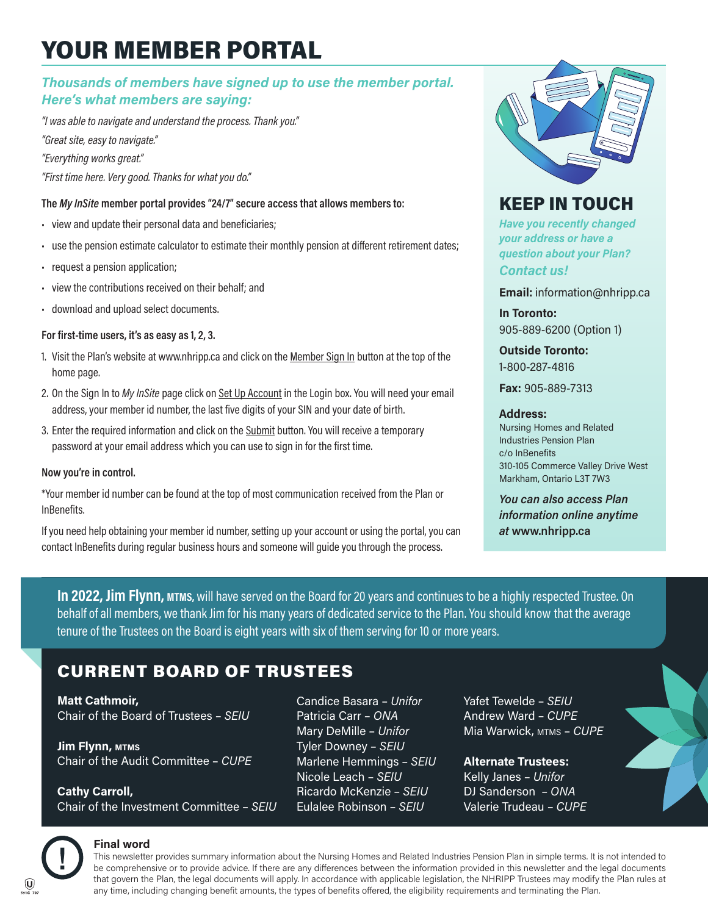# YOUR MEMBER PORTAL

***Thousands of members have signed up to use the member portal. Here's what members are saying:***

*"I was able to navigate and understand the process. Thank you."*

*"Great site, easy to navigate."*

*"Everything works great."*

*"First time here. Very good. Thanks for what you do."*

**The *My InSite* member portal provides "24/7" secure access that allows members to:**

- view and update their personal data and beneficiaries;
- use the pension estimate calculator to estimate their monthly pension at different retirement dates;
- request a pension application;
- view the contributions received on their behalf; and
- download and upload select documents.

**For first-time users, it's as easy as 1, 2, 3.**

1. Visit the Plan's website at www.nhripp.ca and click on the Member Sign In button at the top of the home page.
2. On the Sign In to *My InSite* page click on Set Up Account in the Login box. You will need your email address, your member id number, the last five digits of your SIN and your date of birth.
3. Enter the required information and click on the Submit button. You will receive a temporary password at your email address which you can use to sign in for the first time.

**Now you're in control.**

*Your member id number can be found at the top of most communication received from the Plan or InBenefits.

If you need help obtaining your member id number, setting up your account or using the portal, you can contact InBenefits during regular business hours and someone will guide you through the process.

## KEEP IN TOUCH

***Have you recently changed your address or have a question about your Plan? Contact us!***

**Email:** information@nhripp.ca

**In Toronto:**
905-889-6200 (Option 1)

**Outside Toronto:**
1-800-287-4816

**Fax:** 905-889-7313

**Address:**
Nursing Homes and Related Industries Pension Plan
c/o InBenefits
310-105 Commerce Valley Drive West
Markham, Ontario L3T 7W3

***You can also access Plan information online anytime at* www.nhripp.ca**

**In 2022, Jim Flynn, MTMS,** will have served on the Board for 20 years and continues to be a highly respected Trustee. On behalf of all members, we thank Jim for his many years of dedicated service to the Plan. You should know that the average tenure of the Trustees on the Board is eight years with six of them serving for 10 or more years.

## CURRENT BOARD OF TRUSTEES

**Matt Cathmoir,**
Chair of the Board of Trustees – *SEIU*

**Jim Flynn, MTMS**
Chair of the Audit Committee – *CUPE*

**Cathy Carroll,**
Chair of the Investment Committee – *SEIU*

Candice Basara – *Unifor*
Patricia Carr – *ONA*
Mary DeMille – *Unifor*
Tyler Downey – *SEIU*
Marlene Hemmings – *SEIU*
Nicole Leach – *SEIU*
Ricardo McKenzie – *SEIU*
Eulalee Robinson – *SEIU*

Yafet Tewelde – *SEIU*
Andrew Ward – *CUPE*
Mia Warwick, MTMS – *CUPE*

**Alternate Trustees:**
Kelly Janes – *Unifor*
DJ Sanderson – *ONA*
Valerie Trudeau – *CUPE*

**Final word**

This newsletter provides summary information about the Nursing Homes and Related Industries Pension Plan in simple terms. It is not intended to be comprehensive or to provide advice. If there are any differences between the information provided in this newsletter and the legal documents that govern the Plan, the legal documents will apply. In accordance with applicable legislation, the NHRIPP Trustees may modify the Plan rules at any time, including changing benefit amounts, the types of benefits offered, the eligibility requirements and terminating the Plan.